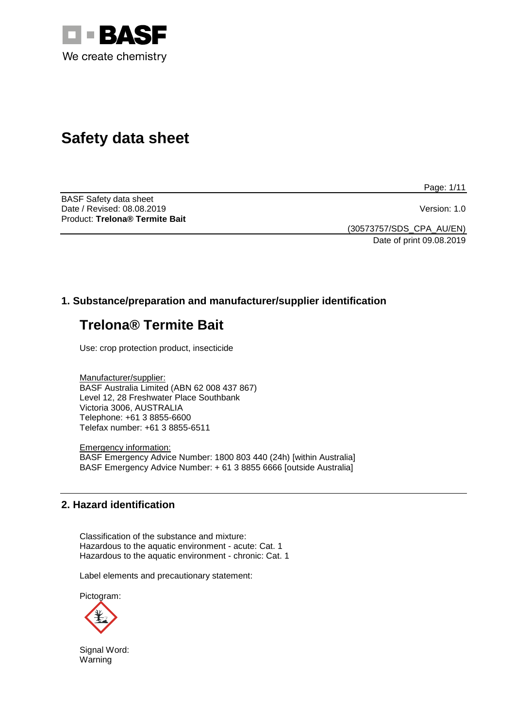# Safety data sheet

BASF Safety data sheet
Date / Revised: 08.08.2019
Version: 1.0
Product: **Trelona® Termite Bait**

(30573757/SDS_CPA_AU/EN)
Date of print 09.08.2019

## 1. Substance/preparation and manufacturer/supplier identification

## Trelona® Termite Bait

Use: crop protection product, insecticide

Manufacturer/supplier:
BASF Australia Limited (ABN 62 008 437 867)
Level 12, 28 Freshwater Place Southbank
Victoria 3006, AUSTRALIA
Telephone: +61 3 8855-6600
Telefax number: +61 3 8855-6511

Emergency information:
BASF Emergency Advice Number: 1800 803 440 (24h) [within Australia]
BASF Emergency Advice Number: + 61 3 8855 6666 [outside Australia]

## 2. Hazard identification

Classification of the substance and mixture:
Hazardous to the aquatic environment - acute: Cat. 1
Hazardous to the aquatic environment - chronic: Cat. 1

Label elements and precautionary statement:

Pictogram:

Signal Word:
Warning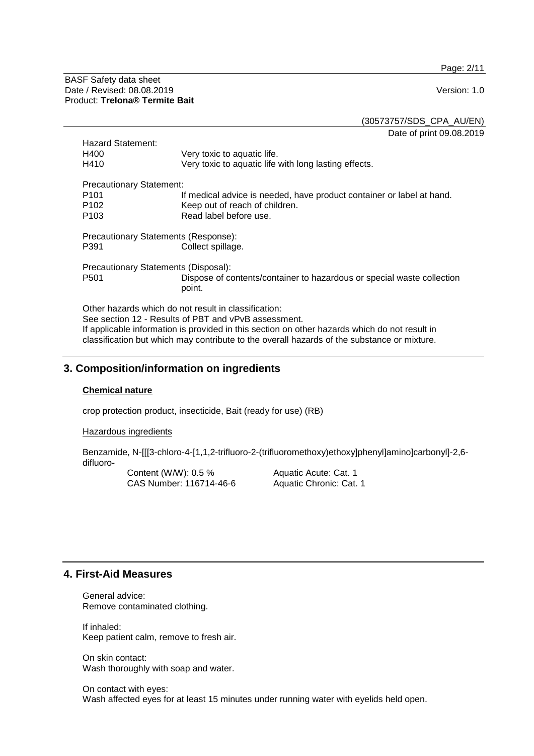Hazard Statement:

| | |
|---|---|
| H400 | Very toxic to aquatic life. |
| H410 | Very toxic to aquatic life with long lasting effects. |

Precautionary Statement:

| | |
|---|---|
| P101 | If medical advice is needed, have product container or label at hand. |
| P102 | Keep out of reach of children. |
| P103 | Read label before use. |

Precautionary Statements (Response):

| | |
|---|---|
| P391 | Collect spillage. |

Precautionary Statements (Disposal):

| | |
|---|---|
| P501 | Dispose of contents/container to hazardous or special waste collection point. |

Other hazards which do not result in classification:
See section 12 - Results of PBT and vPvB assessment.
If applicable information is provided in this section on other hazards which do not result in classification but which may contribute to the overall hazards of the substance or mixture.

## 3. Composition/information on ingredients

**Chemical nature**

crop protection product, insecticide, Bait (ready for use) (RB)

Hazardous ingredients

Benzamide, N-[[[3-chloro-4-[1,1,2-trifluoro-2-(trifluoromethoxy)ethoxy]phenyl]amino]carbonyl]-2,6-difluoro-

| | |
|---|---|
| Content (W/W): 0.5 % | Aquatic Acute: Cat. 1 |
| CAS Number: 116714-46-6 | Aquatic Chronic: Cat. 1 |

## 4. First-Aid Measures

General advice:
Remove contaminated clothing.

If inhaled:
Keep patient calm, remove to fresh air.

On skin contact:
Wash thoroughly with soap and water.

On contact with eyes:
Wash affected eyes for at least 15 minutes under running water with eyelids held open.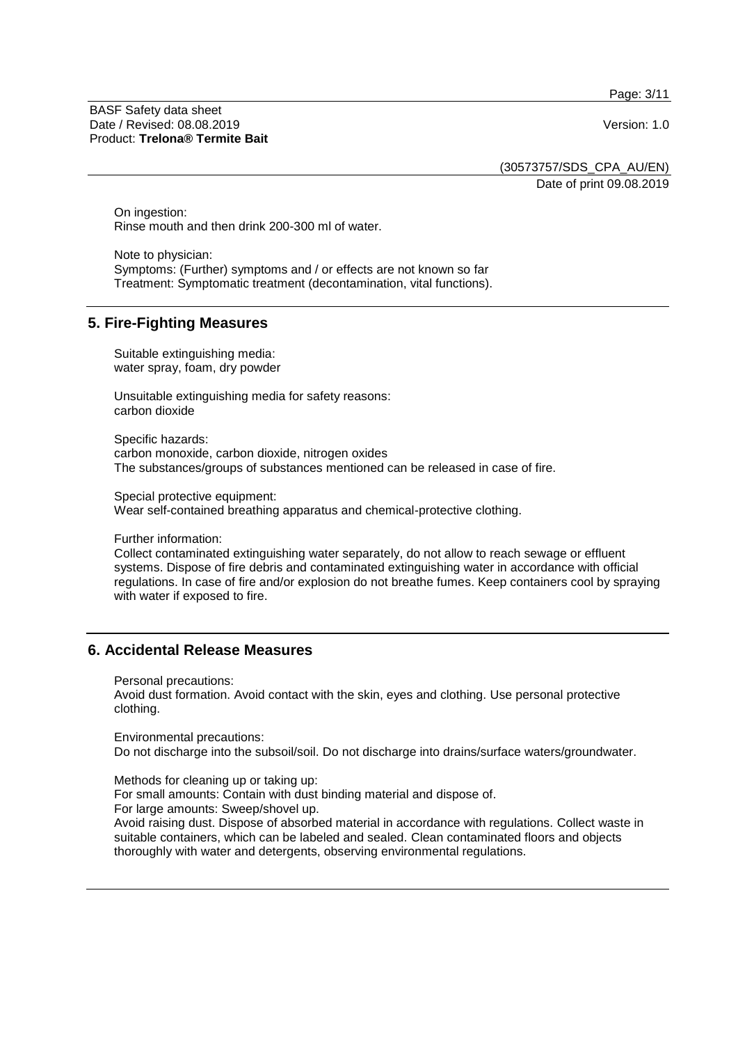On ingestion:
Rinse mouth and then drink 200-300 ml of water.

Note to physician:
Symptoms: (Further) symptoms and / or effects are not known so far
Treatment: Symptomatic treatment (decontamination, vital functions).

## 5. Fire-Fighting Measures

Suitable extinguishing media:
water spray, foam, dry powder

Unsuitable extinguishing media for safety reasons:
carbon dioxide

Specific hazards:
carbon monoxide, carbon dioxide, nitrogen oxides
The substances/groups of substances mentioned can be released in case of fire.

Special protective equipment:
Wear self-contained breathing apparatus and chemical-protective clothing.

Further information:
Collect contaminated extinguishing water separately, do not allow to reach sewage or effluent systems. Dispose of fire debris and contaminated extinguishing water in accordance with official regulations. In case of fire and/or explosion do not breathe fumes. Keep containers cool by spraying with water if exposed to fire.

## 6. Accidental Release Measures

Personal precautions:
Avoid dust formation. Avoid contact with the skin, eyes and clothing. Use personal protective clothing.

Environmental precautions:
Do not discharge into the subsoil/soil. Do not discharge into drains/surface waters/groundwater.

Methods for cleaning up or taking up:
For small amounts: Contain with dust binding material and dispose of.
For large amounts: Sweep/shovel up.
Avoid raising dust. Dispose of absorbed material in accordance with regulations. Collect waste in suitable containers, which can be labeled and sealed. Clean contaminated floors and objects thoroughly with water and detergents, observing environmental regulations.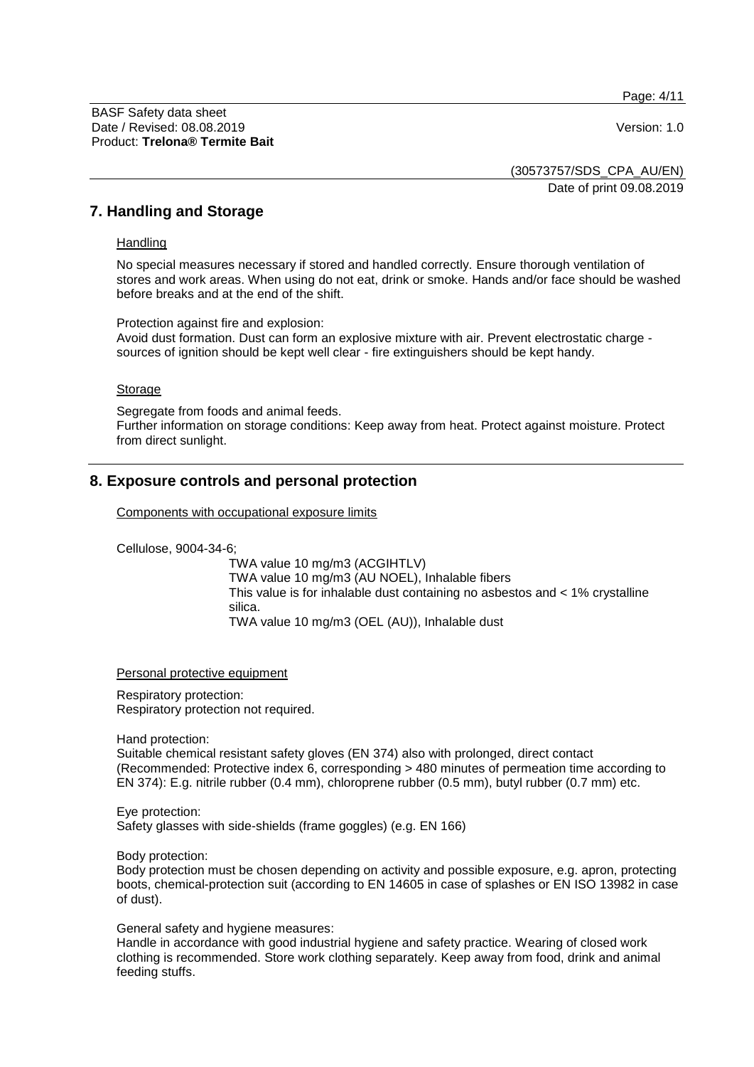## 7. Handling and Storage

Handling

No special measures necessary if stored and handled correctly. Ensure thorough ventilation of stores and work areas. When using do not eat, drink or smoke. Hands and/or face should be washed before breaks and at the end of the shift.

Protection against fire and explosion:
Avoid dust formation. Dust can form an explosive mixture with air. Prevent electrostatic charge - sources of ignition should be kept well clear - fire extinguishers should be kept handy.

Storage

Segregate from foods and animal feeds.
Further information on storage conditions: Keep away from heat. Protect against moisture. Protect from direct sunlight.

## 8. Exposure controls and personal protection

Components with occupational exposure limits

Cellulose, 9004-34-6;

TWA value 10 mg/m3 (ACGIHTLV)
TWA value 10 mg/m3 (AU NOEL), Inhalable fibers
This value is for inhalable dust containing no asbestos and < 1% crystalline silica.
TWA value 10 mg/m3 (OEL (AU)), Inhalable dust

Personal protective equipment

Respiratory protection:
Respiratory protection not required.

Hand protection:
Suitable chemical resistant safety gloves (EN 374) also with prolonged, direct contact (Recommended: Protective index 6, corresponding > 480 minutes of permeation time according to EN 374): E.g. nitrile rubber (0.4 mm), chloroprene rubber (0.5 mm), butyl rubber (0.7 mm) etc.

Eye protection:
Safety glasses with side-shields (frame goggles) (e.g. EN 166)

Body protection:
Body protection must be chosen depending on activity and possible exposure, e.g. apron, protecting boots, chemical-protection suit (according to EN 14605 in case of splashes or EN ISO 13982 in case of dust).

General safety and hygiene measures:
Handle in accordance with good industrial hygiene and safety practice. Wearing of closed work clothing is recommended. Store work clothing separately. Keep away from food, drink and animal feeding stuffs.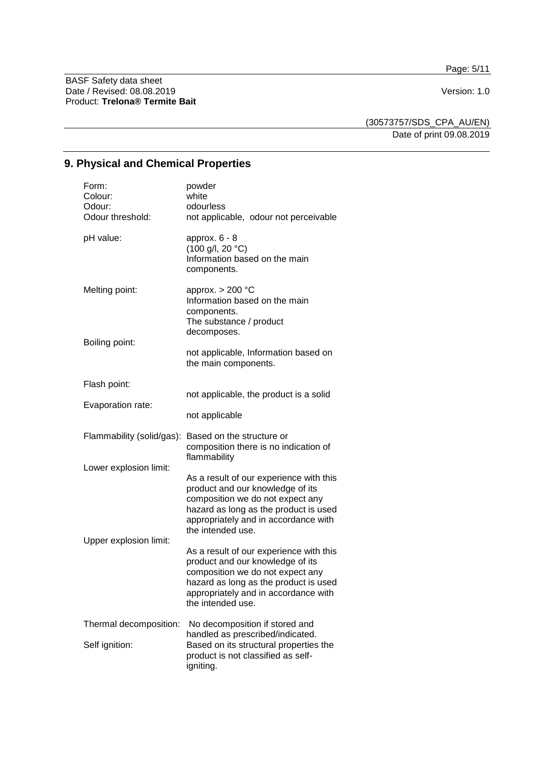## 9. Physical and Chemical Properties

| | |
|---|---|
| Form: | powder |
| Colour: | white |
| Odour: | odourless |
| Odour threshold: | not applicable, odour not perceivable |
| pH value: | approx. 6 - 8<br>(100 g/l, 20 °C)<br>Information based on the main components. |
| Melting point: | approx. > 200 °C<br>Information based on the main components.<br>The substance / product decomposes. |
| Boiling point: | not applicable, Information based on the main components. |
| Flash point: | not applicable, the product is a solid |
| Evaporation rate: | not applicable |
| Flammability (solid/gas): | Based on the structure or composition there is no indication of flammability |
| Lower explosion limit: | As a result of our experience with this product and our knowledge of its composition we do not expect any hazard as long as the product is used appropriately and in accordance with the intended use. |
| Upper explosion limit: | As a result of our experience with this product and our knowledge of its composition we do not expect any hazard as long as the product is used appropriately and in accordance with the intended use. |
| Thermal decomposition: | No decomposition if stored and handled as prescribed/indicated. |
| Self ignition: | Based on its structural properties the product is not classified as self-igniting. |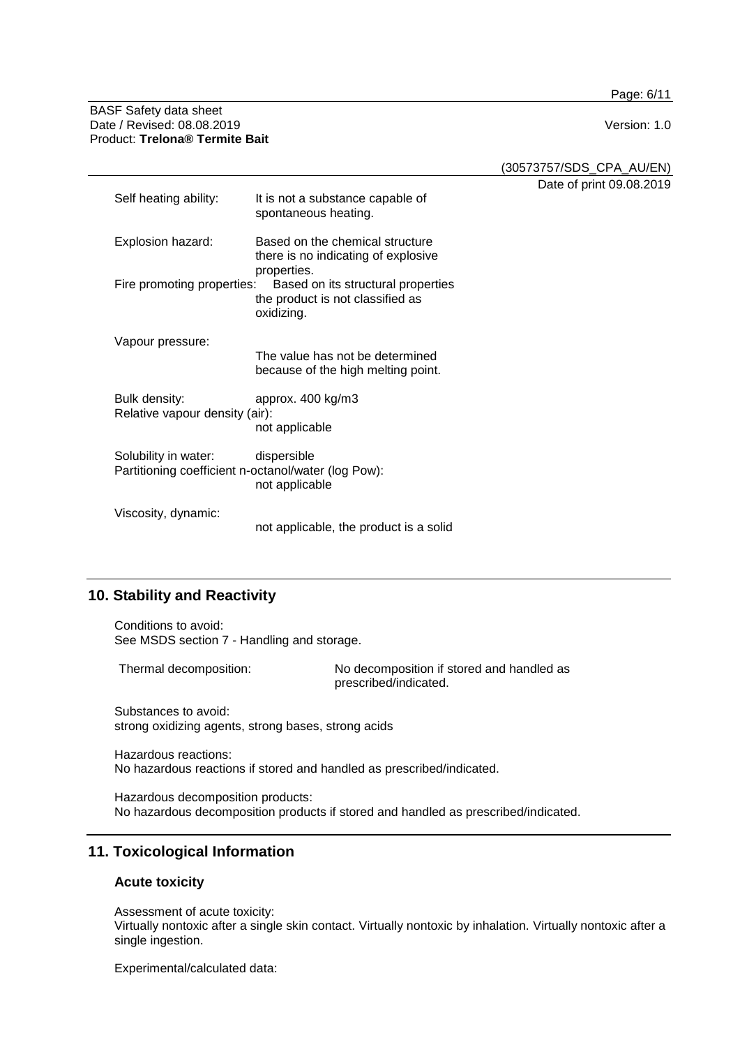Self heating ability: It is not a substance capable of spontaneous heating.

Explosion hazard: Based on the chemical structure there is no indicating of explosive properties.

Fire promoting properties: Based on its structural properties the product is not classified as oxidizing.

Vapour pressure:
The value has not been determined because of the high melting point.

Bulk density: approx. 400 kg/m3

Relative vapour density (air):
not applicable

Solubility in water: dispersible

Partitioning coefficient n-octanol/water (log Pow):
not applicable

Viscosity, dynamic:
not applicable, the product is a solid

## 10. Stability and Reactivity

Conditions to avoid:
See MSDS section 7 - Handling and storage.

Thermal decomposition: No decomposition if stored and handled as prescribed/indicated.

Substances to avoid:
strong oxidizing agents, strong bases, strong acids

Hazardous reactions:
No hazardous reactions if stored and handled as prescribed/indicated.

Hazardous decomposition products:
No hazardous decomposition products if stored and handled as prescribed/indicated.

## 11. Toxicological Information

### Acute toxicity

Assessment of acute toxicity:
Virtually nontoxic after a single skin contact. Virtually nontoxic by inhalation. Virtually nontoxic after a single ingestion.

Experimental/calculated data: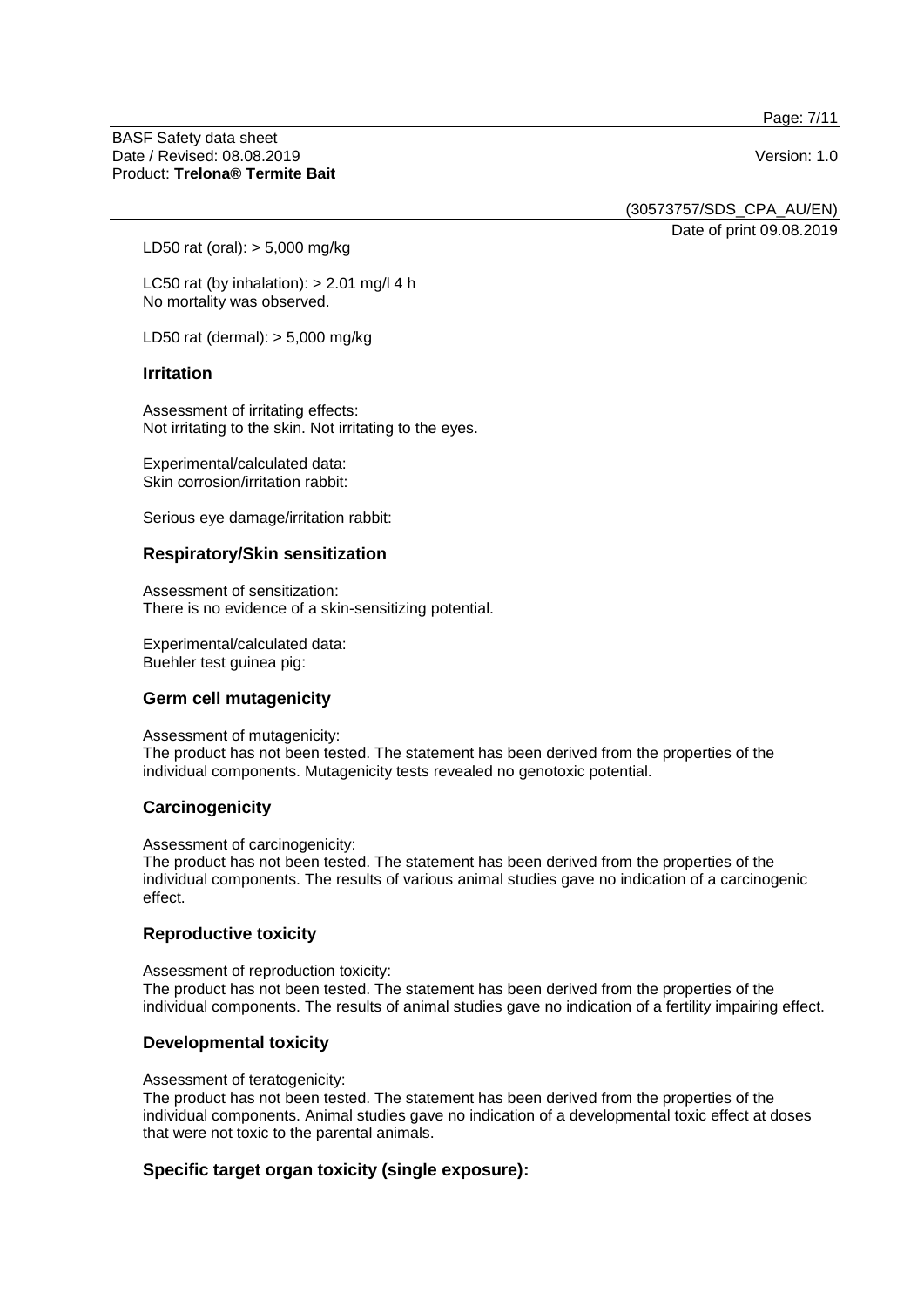LD50 rat (oral): > 5,000 mg/kg

LC50 rat (by inhalation): > 2.01 mg/l 4 h
No mortality was observed.

LD50 rat (dermal): > 5,000 mg/kg

## Irritation

Assessment of irritating effects:
Not irritating to the skin. Not irritating to the eyes.

Experimental/calculated data:
Skin corrosion/irritation rabbit:

Serious eye damage/irritation rabbit:

## Respiratory/Skin sensitization

Assessment of sensitization:
There is no evidence of a skin-sensitizing potential.

Experimental/calculated data:
Buehler test guinea pig:

## Germ cell mutagenicity

Assessment of mutagenicity:
The product has not been tested. The statement has been derived from the properties of the individual components. Mutagenicity tests revealed no genotoxic potential.

## Carcinogenicity

Assessment of carcinogenicity:
The product has not been tested. The statement has been derived from the properties of the individual components. The results of various animal studies gave no indication of a carcinogenic effect.

## Reproductive toxicity

Assessment of reproduction toxicity:
The product has not been tested. The statement has been derived from the properties of the individual components. The results of animal studies gave no indication of a fertility impairing effect.

## Developmental toxicity

Assessment of teratogenicity:
The product has not been tested. The statement has been derived from the properties of the individual components. Animal studies gave no indication of a developmental toxic effect at doses that were not toxic to the parental animals.

## Specific target organ toxicity (single exposure):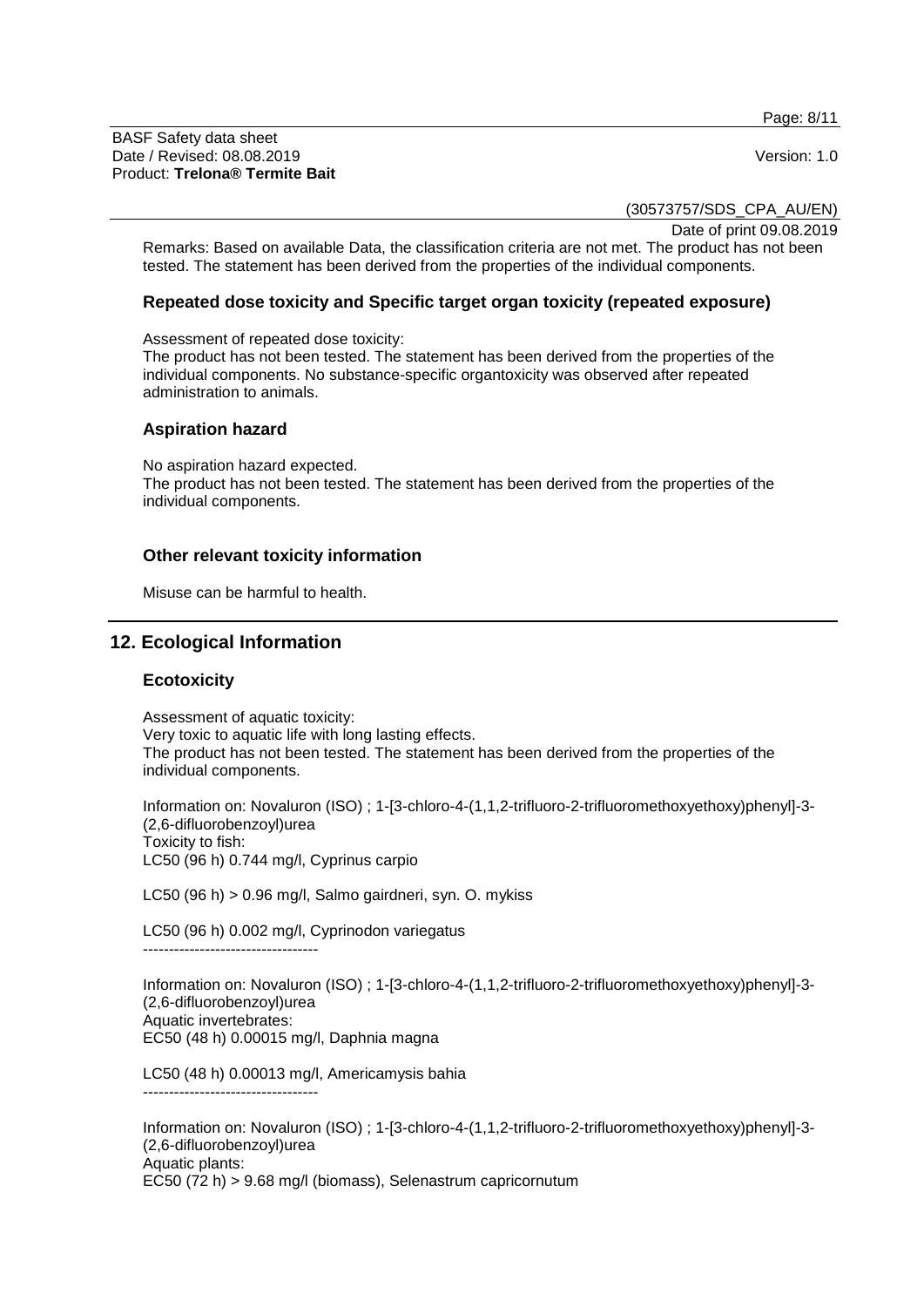Remarks: Based on available Data, the classification criteria are not met. The product has not been tested. The statement has been derived from the properties of the individual components.

### Repeated dose toxicity and Specific target organ toxicity (repeated exposure)

Assessment of repeated dose toxicity:
The product has not been tested. The statement has been derived from the properties of the individual components. No substance-specific organtoxicity was observed after repeated administration to animals.

### Aspiration hazard

No aspiration hazard expected.
The product has not been tested. The statement has been derived from the properties of the individual components.

### Other relevant toxicity information

Misuse can be harmful to health.

## 12. Ecological Information

### Ecotoxicity

Assessment of aquatic toxicity:
Very toxic to aquatic life with long lasting effects.
The product has not been tested. The statement has been derived from the properties of the individual components.

Information on: Novaluron (ISO) ; 1-[3-chloro-4-(1,1,2-trifluoro-2-trifluoromethoxyethoxy)phenyl]-3-(2,6-difluorobenzoyl)urea
Toxicity to fish:
LC50 (96 h) 0.744 mg/l, Cyprinus carpio

LC50 (96 h) > 0.96 mg/l, Salmo gairdneri, syn. O. mykiss

LC50 (96 h) 0.002 mg/l, Cyprinodon variegatus

----------------------------------

Information on: Novaluron (ISO) ; 1-[3-chloro-4-(1,1,2-trifluoro-2-trifluoromethoxyethoxy)phenyl]-3-(2,6-difluorobenzoyl)urea
Aquatic invertebrates:
EC50 (48 h) 0.00015 mg/l, Daphnia magna

LC50 (48 h) 0.00013 mg/l, Americamysis bahia

----------------------------------

Information on: Novaluron (ISO) ; 1-[3-chloro-4-(1,1,2-trifluoro-2-trifluoromethoxyethoxy)phenyl]-3-(2,6-difluorobenzoyl)urea
Aquatic plants:
EC50 (72 h) > 9.68 mg/l (biomass), Selenastrum capricornutum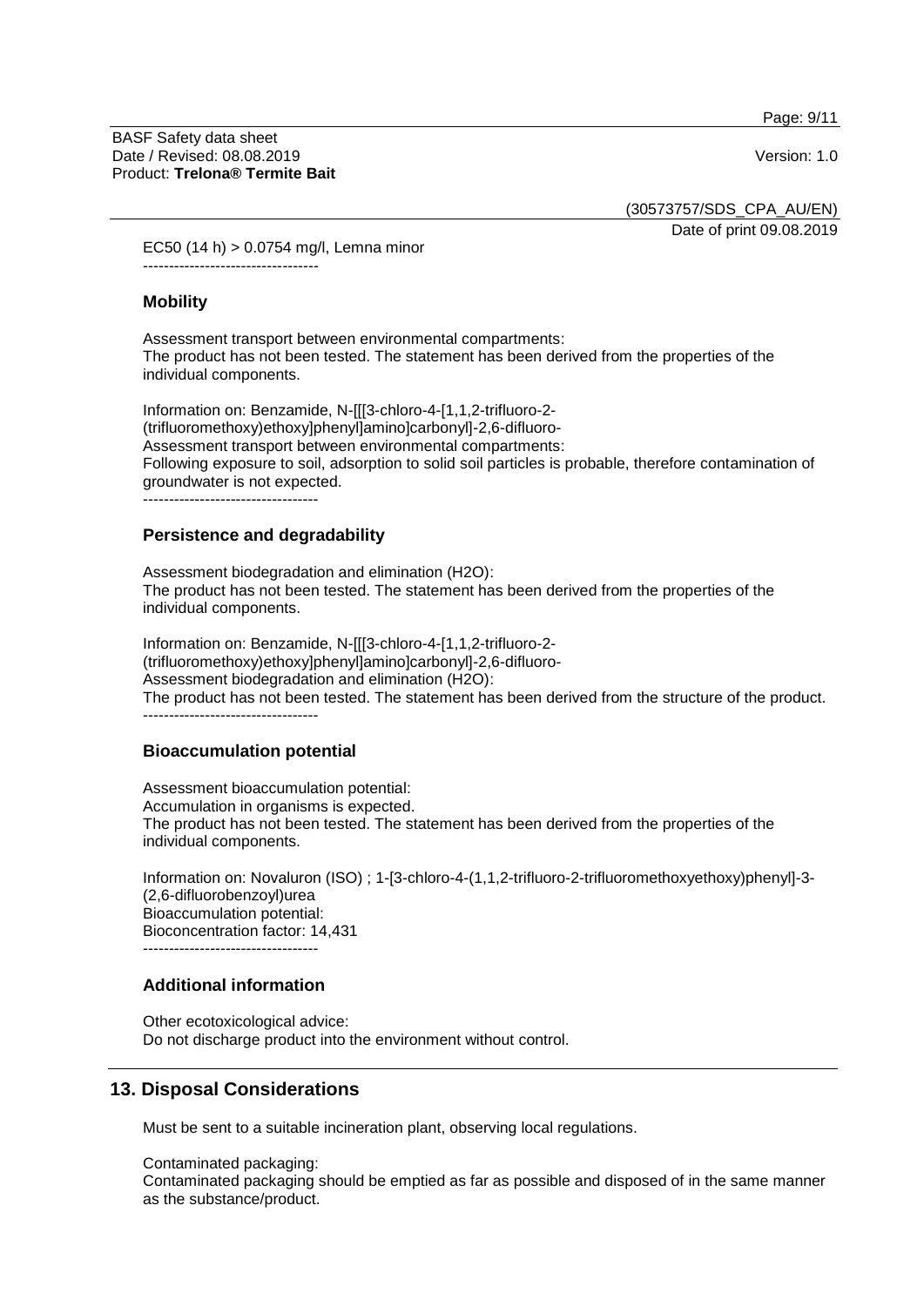EC50 (14 h) > 0.0754 mg/l, Lemna minor

----------------------------------

### Mobility

Assessment transport between environmental compartments:
The product has not been tested. The statement has been derived from the properties of the individual components.

Information on: Benzamide, N-[[[3-chloro-4-[1,1,2-trifluoro-2-(trifluoromethoxy)ethoxy]phenyl]amino]carbonyl]-2,6-difluoro-
Assessment transport between environmental compartments:
Following exposure to soil, adsorption to solid soil particles is probable, therefore contamination of groundwater is not expected.

----------------------------------

### Persistence and degradability

Assessment biodegradation and elimination (H2O):
The product has not been tested. The statement has been derived from the properties of the individual components.

Information on: Benzamide, N-[[[3-chloro-4-[1,1,2-trifluoro-2-(trifluoromethoxy)ethoxy]phenyl]amino]carbonyl]-2,6-difluoro-
Assessment biodegradation and elimination (H2O):
The product has not been tested. The statement has been derived from the structure of the product.

----------------------------------

### Bioaccumulation potential

Assessment bioaccumulation potential:
Accumulation in organisms is expected.
The product has not been tested. The statement has been derived from the properties of the individual components.

Information on: Novaluron (ISO) ; 1-[3-chloro-4-(1,1,2-trifluoro-2-trifluoromethoxyethoxy)phenyl]-3-(2,6-difluorobenzoyl)urea
Bioaccumulation potential:
Bioconcentration factor: 14,431

----------------------------------

### Additional information

Other ecotoxicological advice:
Do not discharge product into the environment without control.

## 13. Disposal Considerations

Must be sent to a suitable incineration plant, observing local regulations.

Contaminated packaging:
Contaminated packaging should be emptied as far as possible and disposed of in the same manner as the substance/product.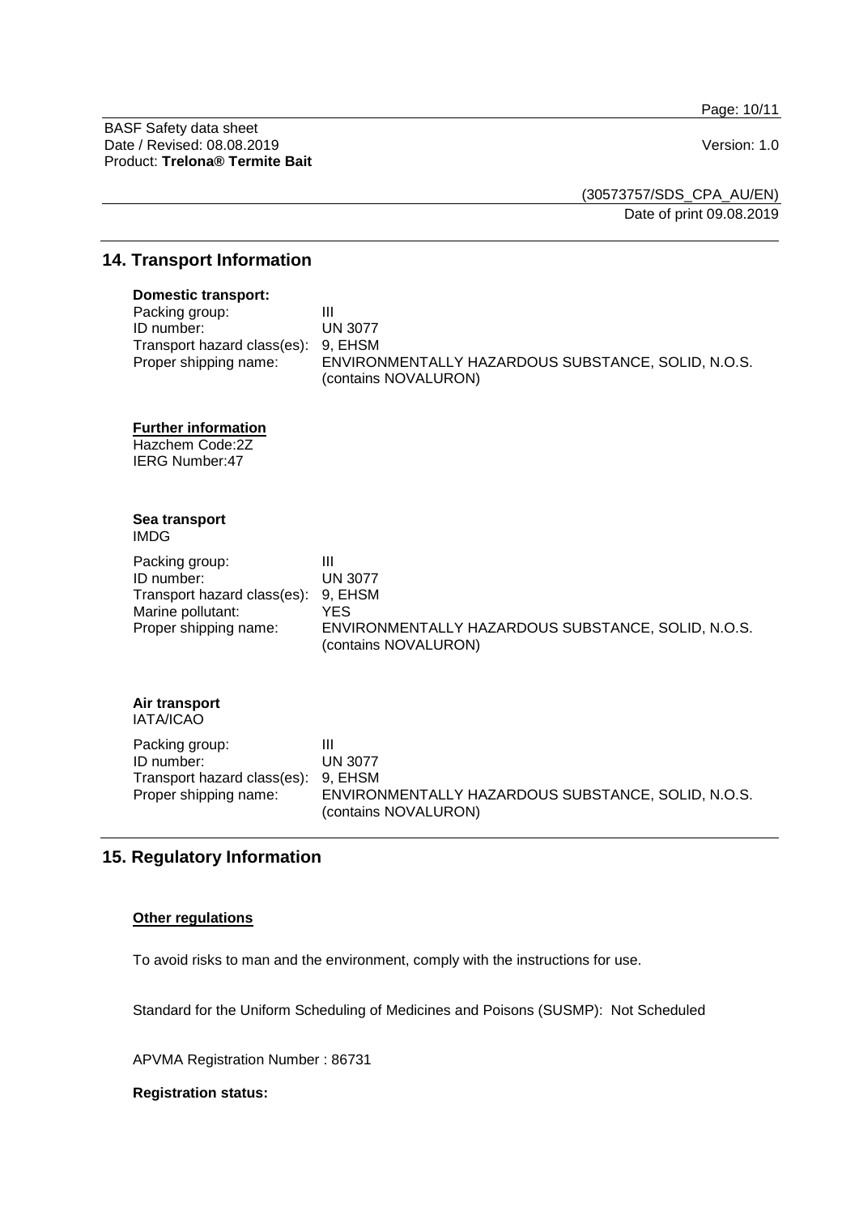## 14. Transport Information

**Domestic transport:**

| | |
|---|---|
| Packing group: | III |
| ID number: | UN 3077 |
| Transport hazard class(es): | 9, EHSM |
| Proper shipping name: | ENVIRONMENTALLY HAZARDOUS SUBSTANCE, SOLID, N.O.S. (contains NOVALURON) |

**Further information**

Hazchem Code:2Z
IERG Number:47

**Sea transport**
IMDG

| | |
|---|---|
| Packing group: | III |
| ID number: | UN 3077 |
| Transport hazard class(es): | 9, EHSM |
| Marine pollutant: | YES |
| Proper shipping name: | ENVIRONMENTALLY HAZARDOUS SUBSTANCE, SOLID, N.O.S. (contains NOVALURON) |

**Air transport**
IATA/ICAO

| | |
|---|---|
| Packing group: | III |
| ID number: | UN 3077 |
| Transport hazard class(es): | 9, EHSM |
| Proper shipping name: | ENVIRONMENTALLY HAZARDOUS SUBSTANCE, SOLID, N.O.S. (contains NOVALURON) |

## 15. Regulatory Information

**Other regulations**

To avoid risks to man and the environment, comply with the instructions for use.

Standard for the Uniform Scheduling of Medicines and Poisons (SUSMP): Not Scheduled

APVMA Registration Number : 86731

**Registration status:**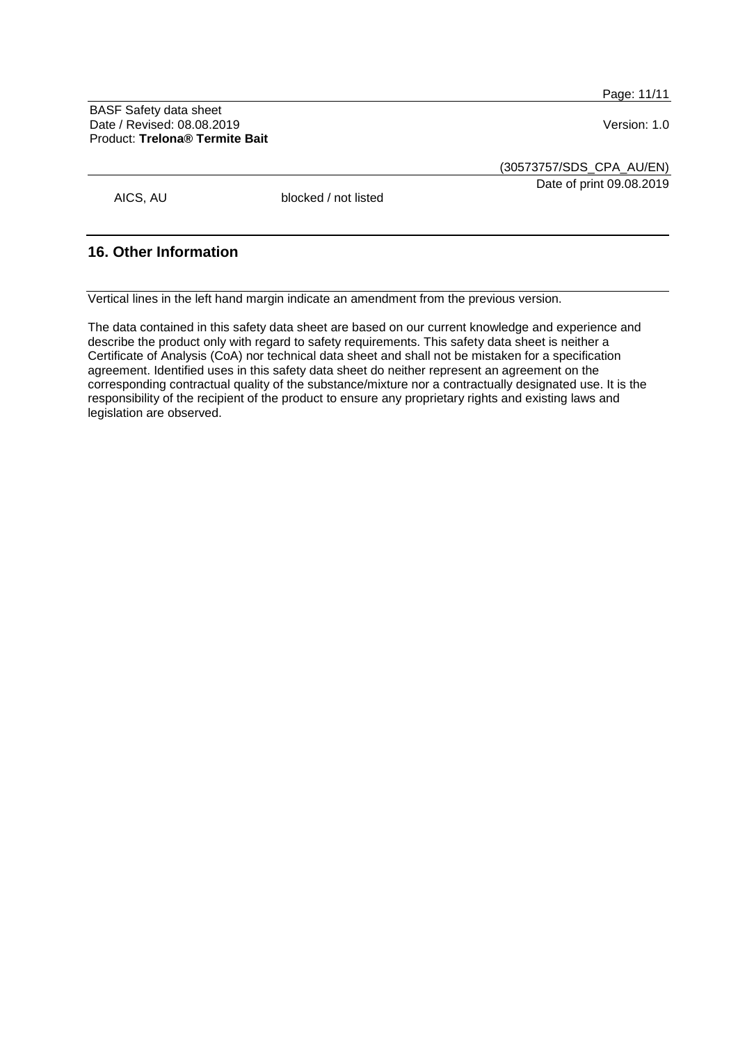| | |
|---|---|
| AICS, AU | blocked / not listed |

## 16. Other Information

Vertical lines in the left hand margin indicate an amendment from the previous version.

The data contained in this safety data sheet are based on our current knowledge and experience and describe the product only with regard to safety requirements. This safety data sheet is neither a Certificate of Analysis (CoA) nor technical data sheet and shall not be mistaken for a specification agreement. Identified uses in this safety data sheet do neither represent an agreement on the corresponding contractual quality of the substance/mixture nor a contractually designated use. It is the responsibility of the recipient of the product to ensure any proprietary rights and existing laws and legislation are observed.